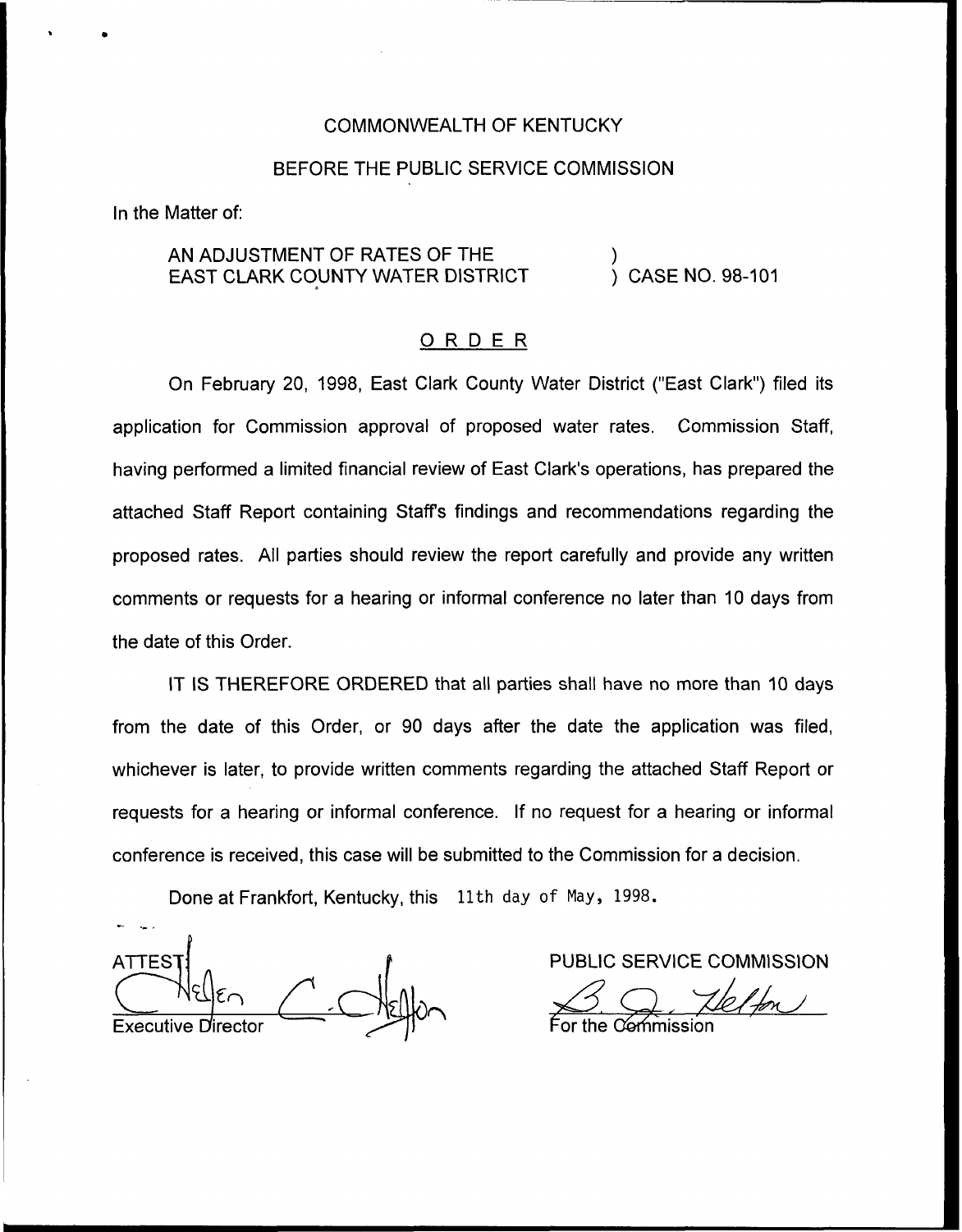COMMONWEALTH OF KENTUCKY

BEFORE THE PUBLIC SERVICE COMMISSION

In the Matter of:

AN ADJUSTMENT OF RATES OF THE EAST CLARK COUNTY WATER DISTRICT ) CASE NO. 98-101

O R D E R

On February 20, 1998, East Clark County Water District ("East Clark") filed its application for Commission approval of proposed water rates. Commission Staff, having performed a limited financial review of East Clark's operations, has prepared the attached Staff Report containing Staff's findings and recommendations regarding the proposed rates. All parties should review the report carefully and provide any written comments or requests for a hearing or informal conference no later than 10 days from the date of this Order.

IT IS THEREFORE ORDERED that all parties shall have no more than 10 days from the date of this Order, or 90 days after the date the application was filed, whichever is later, to provide written comments regarding the attached Staff Report or requests for a hearing or informal conference. If no request for a hearing or informal conference is received, this case will be submitted to the Commission for a decision.

Done at Frankfort, Kentucky, this 11th day of May, 1998.

ATTEST:

Executive Director

PUBLIC SERVICE COMMISSION

For the Commission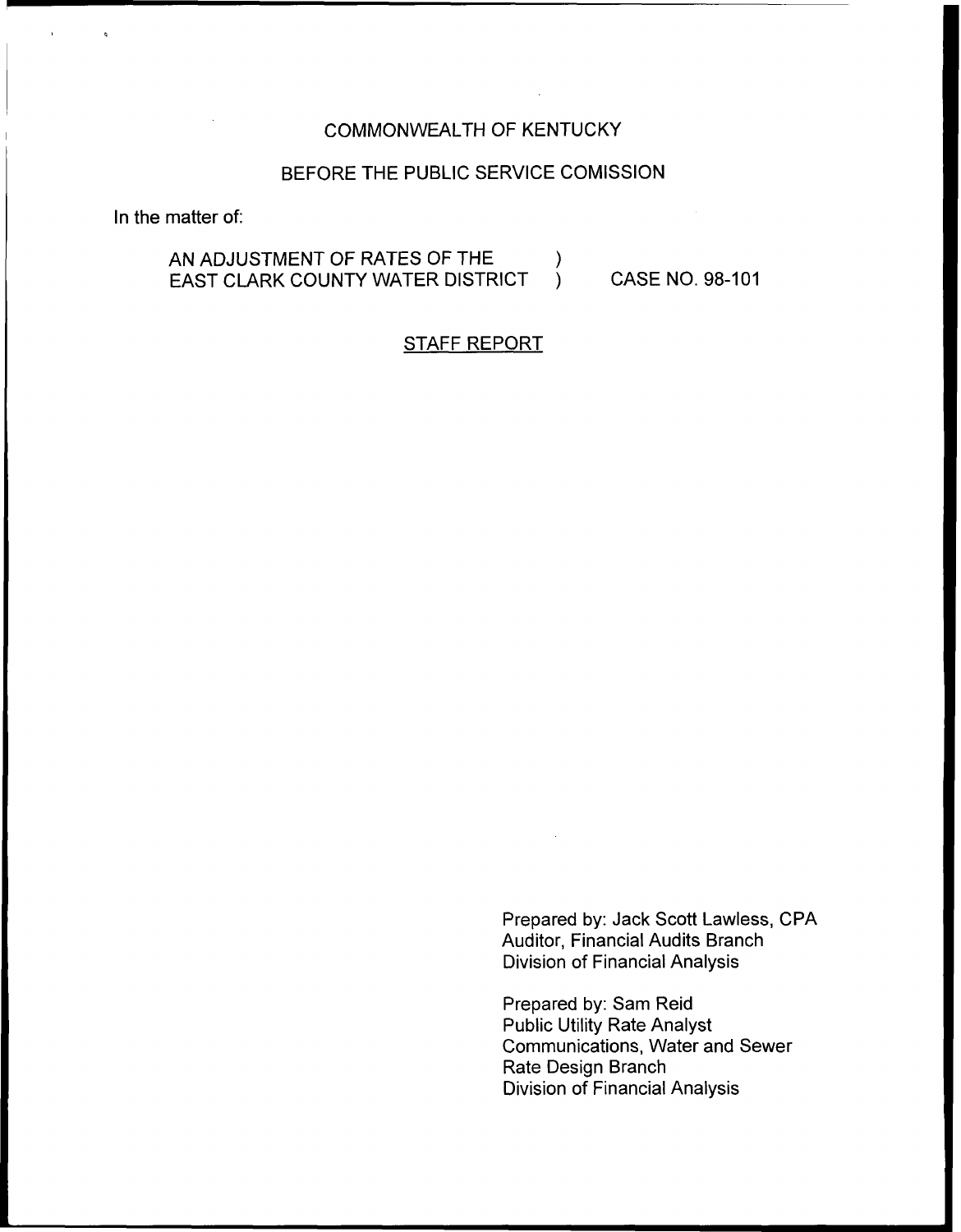COMMONWEALTH OF KENTUCKY

BEFORE THE PUBLIC SERVICE COMISSION

In the matter of:

AN ADJUSTMENT OF RATES OF THE EAST CLARK COUNTY WATER DISTRICT ) CASE NO. 98-101

STAFF REPORT

Prepared by: Jack Scott Lawless, CPA
Auditor, Financial Audits Branch
Division of Financial Analysis

Prepared by: Sam Reid
Public Utility Rate Analyst
Communications, Water and Sewer
Rate Design Branch
Division of Financial Analysis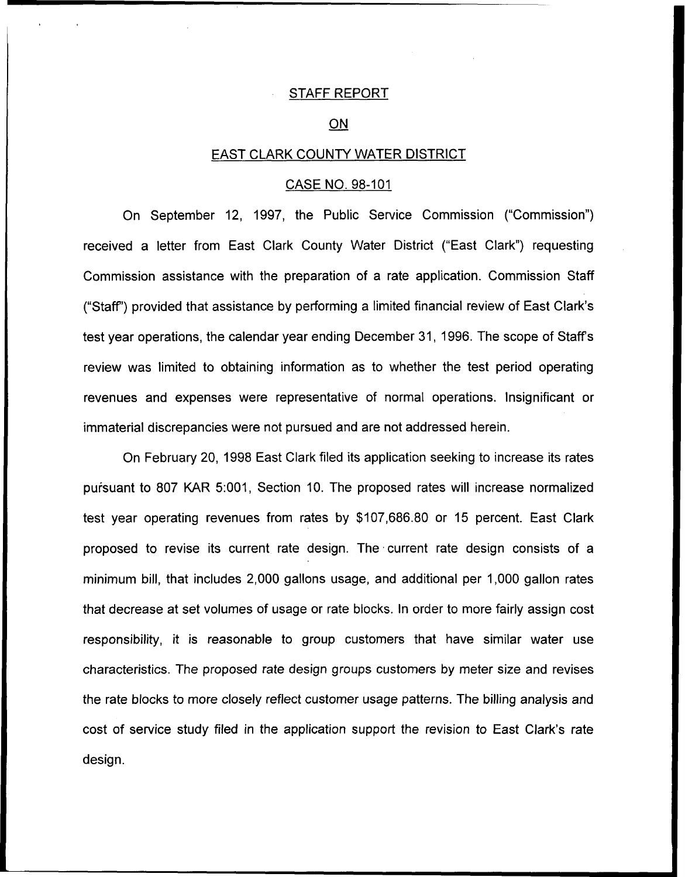STAFF REPORT

ON

EAST CLARK COUNTY WATER DISTRICT

CASE NO. 98-101

On September 12, 1997, the Public Service Commission ("Commission") received a letter from East Clark County Water District ("East Clark") requesting Commission assistance with the preparation of a rate application. Commission Staff ("Staff") provided that assistance by performing a limited financial review of East Clark's test year operations, the calendar year ending December 31, 1996. The scope of Staff's review was limited to obtaining information as to whether the test period operating revenues and expenses were representative of normal operations. Insignificant or immaterial discrepancies were not pursued and are not addressed herein.

On February 20, 1998 East Clark filed its application seeking to increase its rates pursuant to 807 KAR 5:001, Section 10. The proposed rates will increase normalized test year operating revenues from rates by $107,686.80 or 15 percent. East Clark proposed to revise its current rate design. The current rate design consists of a minimum bill, that includes 2,000 gallons usage, and additional per 1,000 gallon rates that decrease at set volumes of usage or rate blocks. In order to more fairly assign cost responsibility, it is reasonable to group customers that have similar water use characteristics. The proposed rate design groups customers by meter size and revises the rate blocks to more closely reflect customer usage patterns. The billing analysis and cost of service study filed in the application support the revision to East Clark's rate design.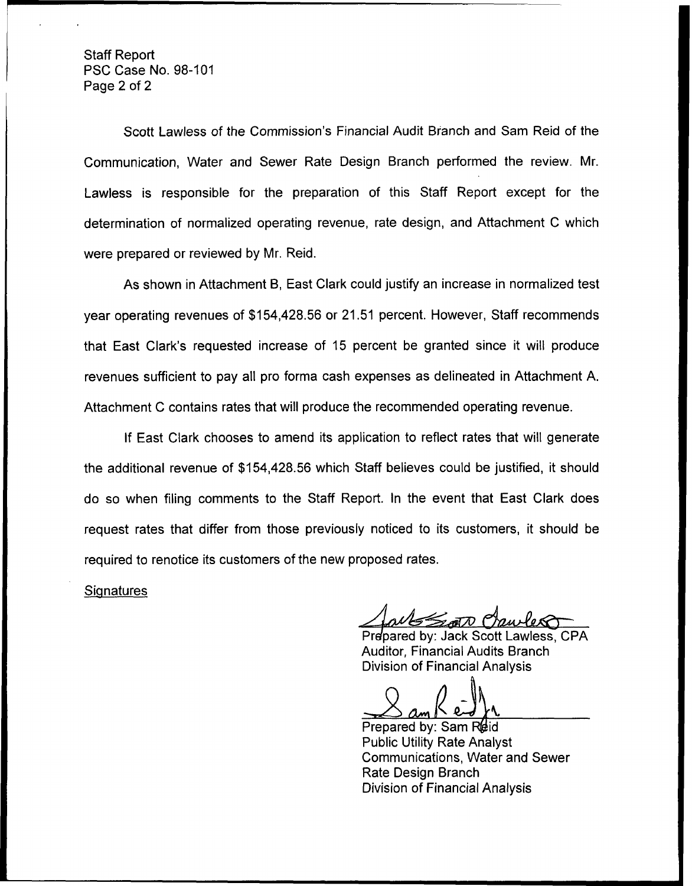Scott Lawless of the Commission's Financial Audit Branch and Sam Reid of the Communication, Water and Sewer Rate Design Branch performed the review. Mr. Lawless is responsible for the preparation of this Staff Report except for the determination of normalized operating revenue, rate design, and Attachment C which were prepared or reviewed by Mr. Reid.

As shown in Attachment B, East Clark could justify an increase in normalized test year operating revenues of $154,428.56 or 21.51 percent. However, Staff recommends that East Clark's requested increase of 15 percent be granted since it will produce revenues sufficient to pay all pro forma cash expenses as delineated in Attachment A. Attachment C contains rates that will produce the recommended operating revenue.

If East Clark chooses to amend its application to reflect rates that will generate the additional revenue of $154,428.56 which Staff believes could be justified, it should do so when filing comments to the Staff Report. In the event that East Clark does request rates that differ from those previously noticed to its customers, it should be required to renotice its customers of the new proposed rates.

Signatures

Prepared by: Jack Scott Lawless, CPA
Auditor, Financial Audits Branch
Division of Financial Analysis

Prepared by: Sam Reid
Public Utility Rate Analyst
Communications, Water and Sewer
Rate Design Branch
Division of Financial Analysis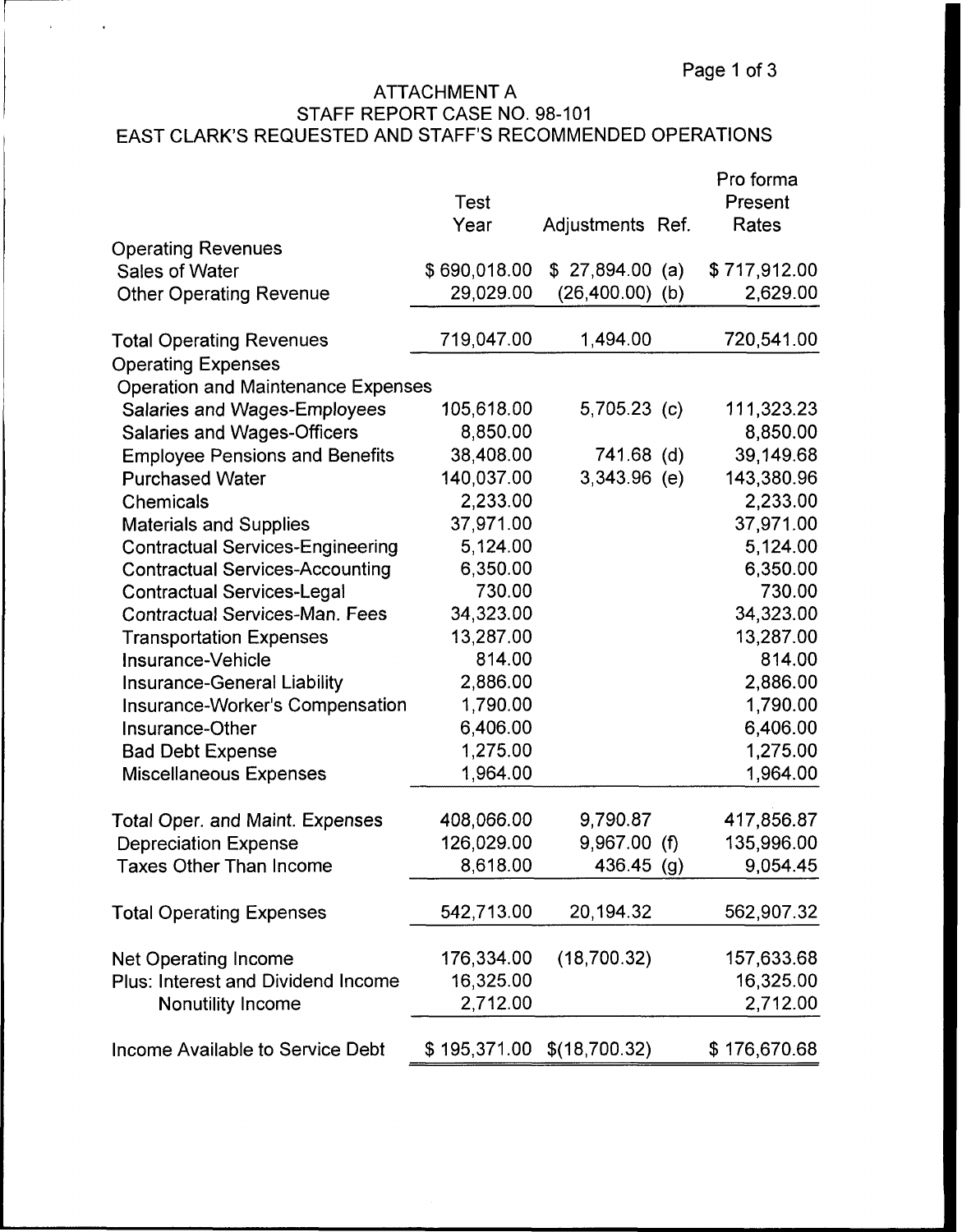# ATTACHMENT A
## STAFF REPORT CASE NO. 98-101
## EAST CLARK'S REQUESTED AND STAFF'S RECOMMENDED OPERATIONS

| | Test Year | Adjustments | Ref. | Pro forma Present Rates |
|---|---|---|---|---|
| **Operating Revenues** | | | | |
| Sales of Water | $ 690,018.00 | $ 27,894.00 | (a) | $ 717,912.00 |
| Other Operating Revenue | 29,029.00 | (26,400.00) | (b) | 2,629.00 |
| **Total Operating Revenues** | 719,047.00 | 1,494.00 | | 720,541.00 |
| **Operating Expenses** | | | | |
| Operation and Maintenance Expenses | | | | |
| Salaries and Wages-Employees | 105,618.00 | 5,705.23 | (c) | 111,323.23 |
| Salaries and Wages-Officers | 8,850.00 | | | 8,850.00 |
| Employee Pensions and Benefits | 38,408.00 | 741.68 | (d) | 39,149.68 |
| Purchased Water | 140,037.00 | 3,343.96 | (e) | 143,380.96 |
| Chemicals | 2,233.00 | | | 2,233.00 |
| Materials and Supplies | 37,971.00 | | | 37,971.00 |
| Contractual Services-Engineering | 5,124.00 | | | 5,124.00 |
| Contractual Services-Accounting | 6,350.00 | | | 6,350.00 |
| Contractual Services-Legal | 730.00 | | | 730.00 |
| Contractual Services-Man. Fees | 34,323.00 | | | 34,323.00 |
| Transportation Expenses | 13,287.00 | | | 13,287.00 |
| Insurance-Vehicle | 814.00 | | | 814.00 |
| Insurance-General Liability | 2,886.00 | | | 2,886.00 |
| Insurance-Worker's Compensation | 1,790.00 | | | 1,790.00 |
| Insurance-Other | 6,406.00 | | | 6,406.00 |
| Bad Debt Expense | 1,275.00 | | | 1,275.00 |
| Miscellaneous Expenses | 1,964.00 | | | 1,964.00 |
| **Total Oper. and Maint. Expenses** | 408,066.00 | 9,790.87 | | 417,856.87 |
| Depreciation Expense | 126,029.00 | 9,967.00 | (f) | 135,996.00 |
| Taxes Other Than Income | 8,618.00 | 436.45 | (g) | 9,054.45 |
| **Total Operating Expenses** | 542,713.00 | 20,194.32 | | 562,907.32 |
| **Net Operating Income** | 176,334.00 | (18,700.32) | | 157,633.68 |
| Plus: Interest and Dividend Income | 16,325.00 | | | 16,325.00 |
| Nonutility Income | 2,712.00 | | | 2,712.00 |
| **Income Available to Service Debt** | $ 195,371.00 | $(18,700.32) | | $ 176,670.68 |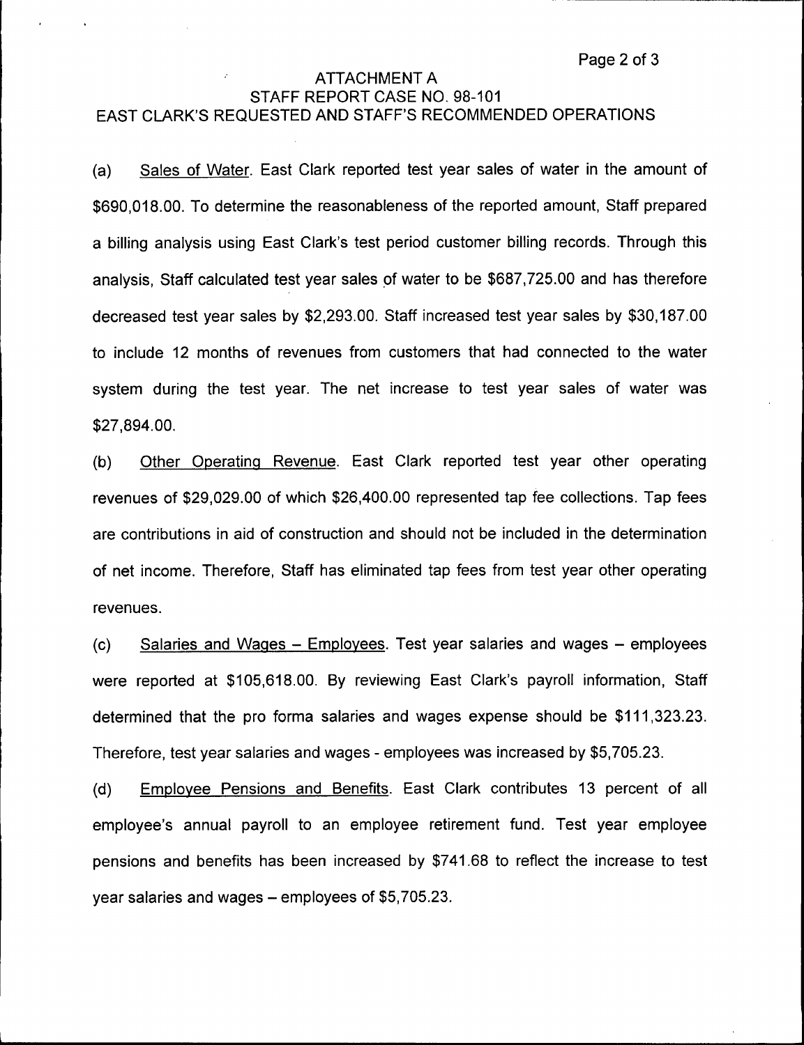ATTACHMENT A
STAFF REPORT CASE NO. 98-101
EAST CLARK'S REQUESTED AND STAFF'S RECOMMENDED OPERATIONS

(a) Sales of Water. East Clark reported test year sales of water in the amount of $690,018.00. To determine the reasonableness of the reported amount, Staff prepared a billing analysis using East Clark's test period customer billing records. Through this analysis, Staff calculated test year sales of water to be $687,725.00 and has therefore decreased test year sales by $2,293.00. Staff increased test year sales by $30,187.00 to include 12 months of revenues from customers that had connected to the water system during the test year. The net increase to test year sales of water was $27,894.00.

(b) Other Operating Revenue. East Clark reported test year other operating revenues of $29,029.00 of which $26,400.00 represented tap fee collections. Tap fees are contributions in aid of construction and should not be included in the determination of net income. Therefore, Staff has eliminated tap fees from test year other operating revenues.

(c) Salaries and Wages – Employees. Test year salaries and wages – employees were reported at $105,618.00. By reviewing East Clark's payroll information, Staff determined that the pro forma salaries and wages expense should be $111,323.23. Therefore, test year salaries and wages - employees was increased by $5,705.23.

(d) Employee Pensions and Benefits. East Clark contributes 13 percent of all employee's annual payroll to an employee retirement fund. Test year employee pensions and benefits has been increased by $741.68 to reflect the increase to test year salaries and wages – employees of $5,705.23.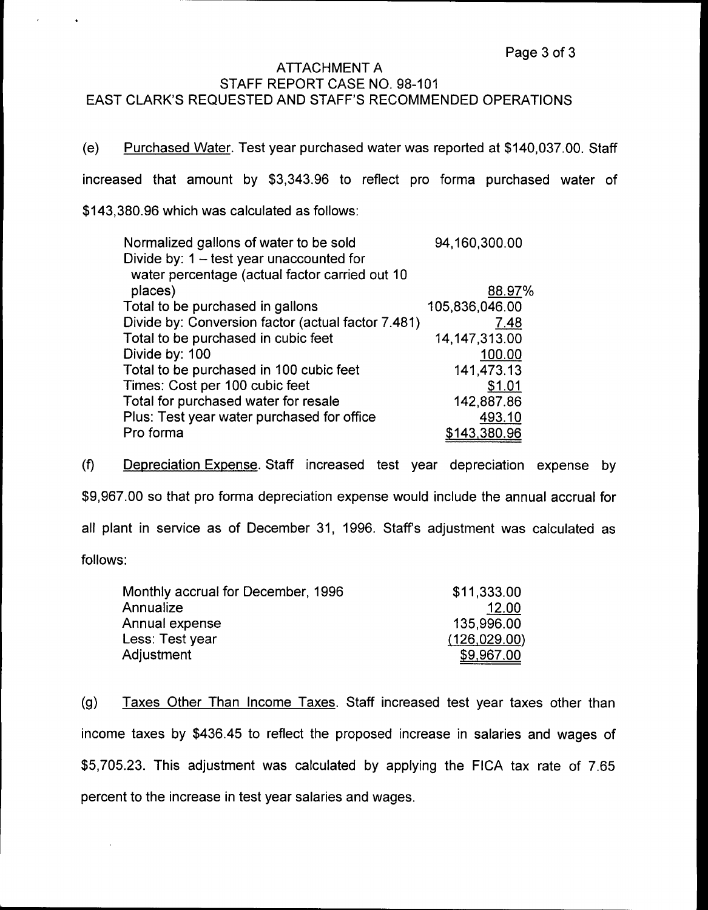ATTACHMENT A
STAFF REPORT CASE NO. 98-101
EAST CLARK'S REQUESTED AND STAFF'S RECOMMENDED OPERATIONS

(e) Purchased Water. Test year purchased water was reported at $140,037.00. Staff increased that amount by $3,343.96 to reflect pro forma purchased water of $143,380.96 which was calculated as follows:

| | |
|---|---|
| Normalized gallons of water to be sold | 94,160,300.00 |
| Divide by: 1 – test year unaccounted for water percentage (actual factor carried out 10 places) | 88.97% |
| Total to be purchased in gallons | 105,836,046.00 |
| Divide by: Conversion factor (actual factor 7.481) | 7.48 |
| Total to be purchased in cubic feet | 14,147,313.00 |
| Divide by: 100 | 100.00 |
| Total to be purchased in 100 cubic feet | 141,473.13 |
| Times: Cost per 100 cubic feet | $1.01 |
| Total for purchased water for resale | 142,887.86 |
| Plus: Test year water purchased for office | 493.10 |
| Pro forma | $143,380.96 |

(f) Depreciation Expense. Staff increased test year depreciation expense by $9,967.00 so that pro forma depreciation expense would include the annual accrual for all plant in service as of December 31, 1996. Staff's adjustment was calculated as follows:

| | |
|---|---|
| Monthly accrual for December, 1996 | $11,333.00 |
| Annualize | 12.00 |
| Annual expense | 135,996.00 |
| Less: Test year | (126,029.00) |
| Adjustment | $9,967.00 |

(g) Taxes Other Than Income Taxes. Staff increased test year taxes other than income taxes by $436.45 to reflect the proposed increase in salaries and wages of $5,705.23. This adjustment was calculated by applying the FICA tax rate of 7.65 percent to the increase in test year salaries and wages.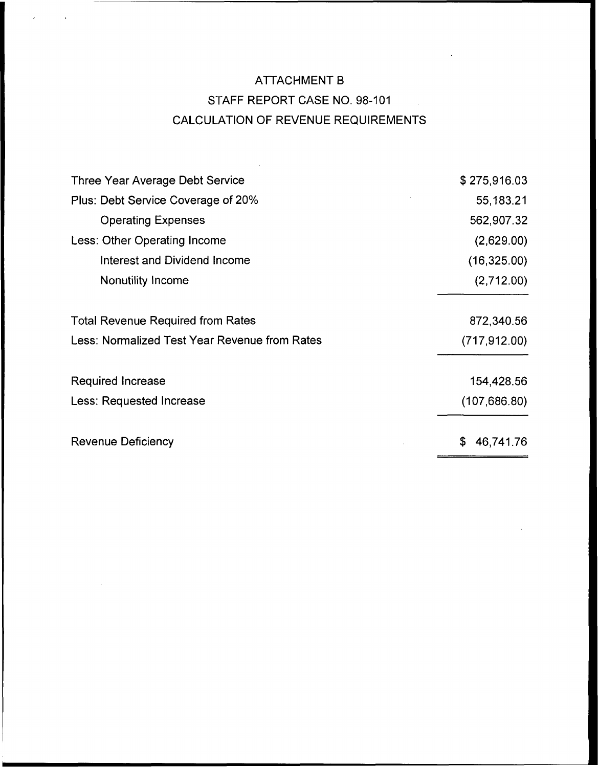# ATTACHMENT B

## STAFF REPORT CASE NO. 98-101

## CALCULATION OF REVENUE REQUIREMENTS

| | |
|---|---:|
| Three Year Average Debt Service | $ 275,916.03 |
| Plus: Debt Service Coverage of 20% | 55,183.21 |
| Operating Expenses | 562,907.32 |
| Less: Other Operating Income | (2,629.00) |
| Interest and Dividend Income | (16,325.00) |
| Nonutility Income | (2,712.00) |
| Total Revenue Required from Rates | 872,340.56 |
| Less: Normalized Test Year Revenue from Rates | (717,912.00) |
| Required Increase | 154,428.56 |
| Less: Requested Increase | (107,686.80) |
| Revenue Deficiency | $ 46,741.76 |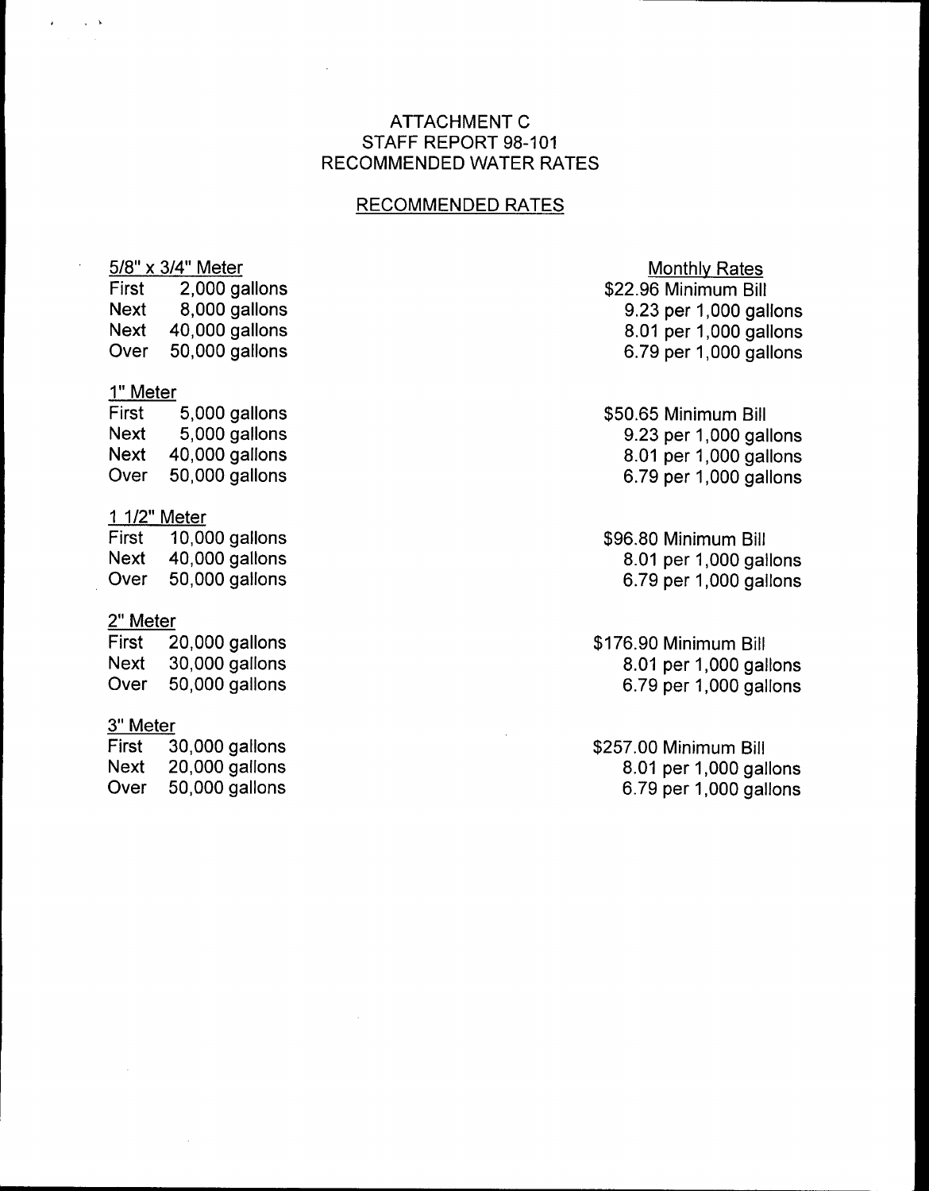ATTACHMENT C
STAFF REPORT 98-101
RECOMMENDED WATER RATES

## RECOMMENDED RATES

| | | Monthly Rates |
|---|---|---|
| **5/8" x 3/4" Meter** | | |
| First | 2,000 gallons | $22.96 Minimum Bill |
| Next | 8,000 gallons | 9.23 per 1,000 gallons |
| Next | 40,000 gallons | 8.01 per 1,000 gallons |
| Over | 50,000 gallons | 6.79 per 1,000 gallons |
| **1" Meter** | | |
| First | 5,000 gallons | $50.65 Minimum Bill |
| Next | 5,000 gallons | 9.23 per 1,000 gallons |
| Next | 40,000 gallons | 8.01 per 1,000 gallons |
| Over | 50,000 gallons | 6.79 per 1,000 gallons |
| **1 1/2" Meter** | | |
| First | 10,000 gallons | $96.80 Minimum Bill |
| Next | 40,000 gallons | 8.01 per 1,000 gallons |
| Over | 50,000 gallons | 6.79 per 1,000 gallons |
| **2" Meter** | | |
| First | 20,000 gallons | $176.90 Minimum Bill |
| Next | 30,000 gallons | 8.01 per 1,000 gallons |
| Over | 50,000 gallons | 6.79 per 1,000 gallons |
| **3" Meter** | | |
| First | 30,000 gallons | $257.00 Minimum Bill |
| Next | 20,000 gallons | 8.01 per 1,000 gallons |
| Over | 50,000 gallons | 6.79 per 1,000 gallons |